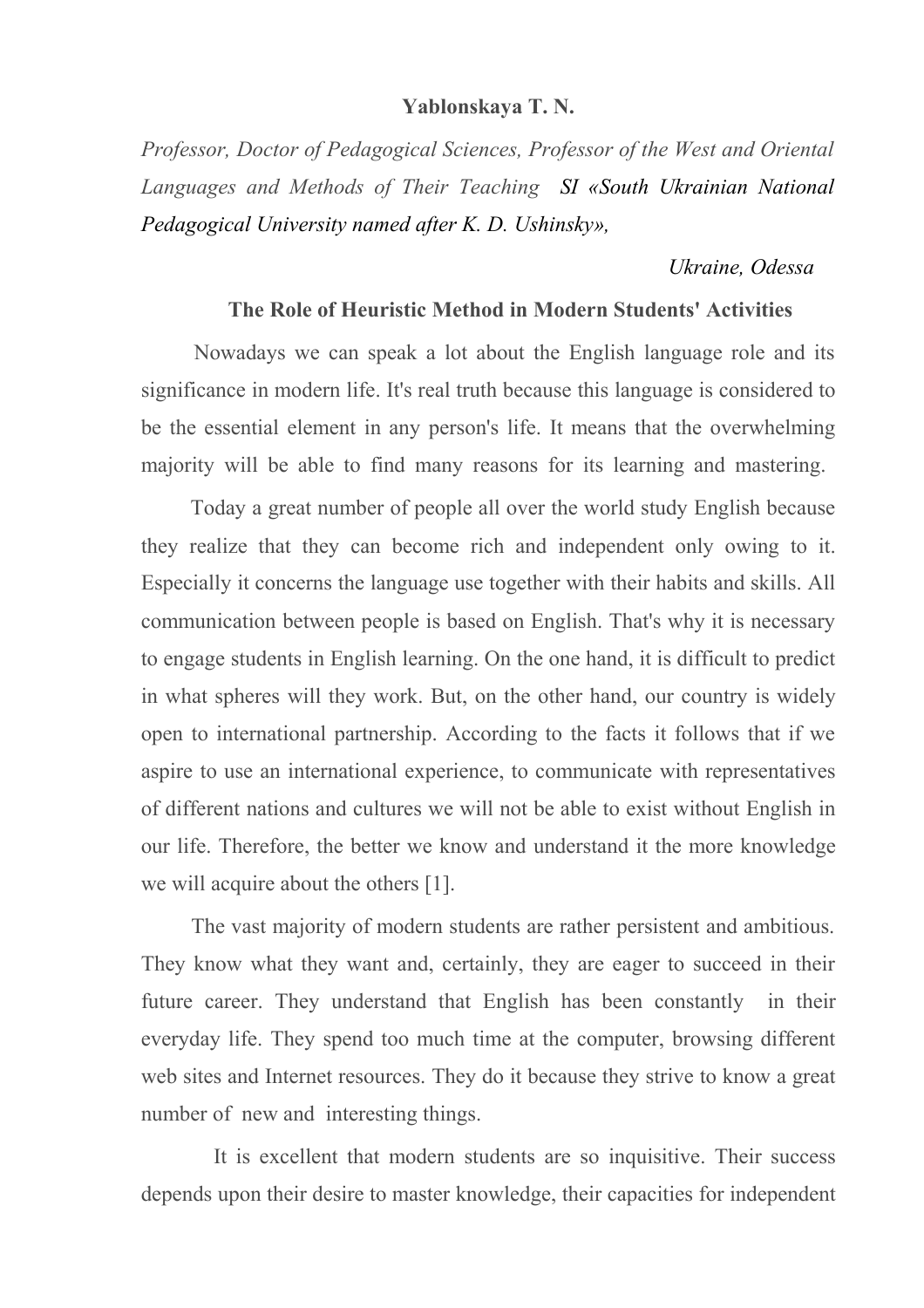**Yablonskaya T. N.**

*Professor, Doctor of Pedagogical Sciences, Professor of the West and Oriental Languages and Methods of Their Teaching SI «South Ukrainian National Pedagogical University named after K. D. Ushinsky»,*

*Ukraine, Odessa*

## The Role of Heuristic Method in Modern Students' Activities

Nowadays we can speak a lot about the English language role and its significance in modern life. It's real truth because this language is considered to be the essential element in any person's life. It means that the overwhelming majority will be able to find many reasons for its learning and mastering.

Today a great number of people all over the world study English because they realize that they can become rich and independent only owing to it. Especially it concerns the language use together with their habits and skills. All communication between people is based on English. That's why it is necessary to engage students in English learning. On the one hand, it is difficult to predict in what spheres will they work. But, on the other hand, our country is widely open to international partnership. According to the facts it follows that if we aspire to use an international experience, to communicate with representatives of different nations and cultures we will not be able to exist without English in our life. Therefore, the better we know and understand it the more knowledge we will acquire about the others [1].

The vast majority of modern students are rather persistent and ambitious. They know what they want and, certainly, they are eager to succeed in their future career. They understand that English has been constantly in their everyday life. They spend too much time at the computer, browsing different web sites and Internet resources. They do it because they strive to know a great number of new and interesting things.

It is excellent that modern students are so inquisitive. Their success depends upon their desire to master knowledge, their capacities for independent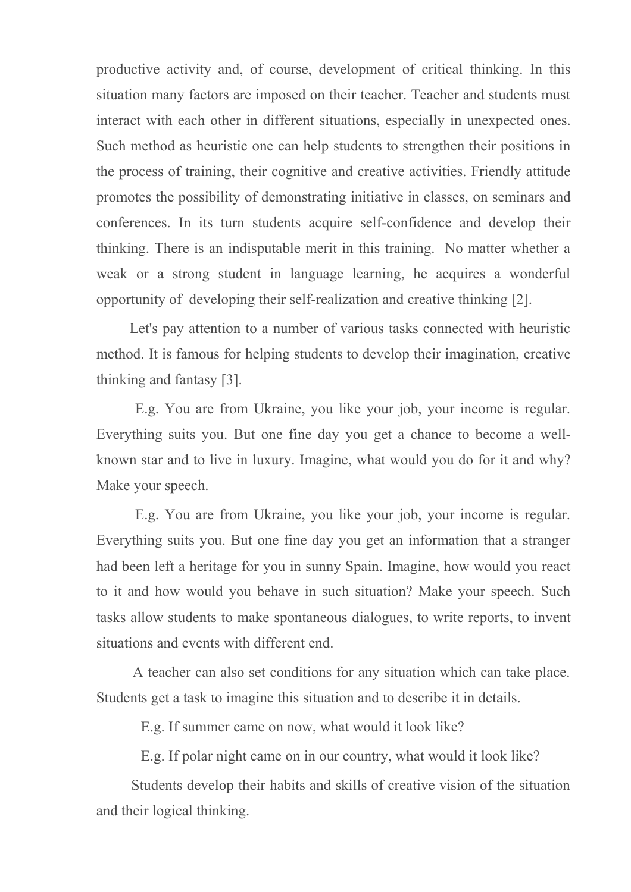productive activity and, of course, development of critical thinking. In this situation many factors are imposed on their teacher. Teacher and students must interact with each other in different situations, especially in unexpected ones. Such method as heuristic one can help students to strengthen their positions in the process of training, their cognitive and creative activities. Friendly attitude promotes the possibility of demonstrating initiative in classes, on seminars and conferences. In its turn students acquire self-confidence and develop their thinking. There is an indisputable merit in this training. No matter whether a weak or a strong student in language learning, he acquires a wonderful opportunity of developing their self-realization and creative thinking [2].

Let's pay attention to a number of various tasks connected with heuristic method. It is famous for helping students to develop their imagination, creative thinking and fantasy [3].

E.g. You are from Ukraine, you like your job, your income is regular. Everything suits you. But one fine day you get a chance to become a well-known star and to live in luxury. Imagine, what would you do for it and why? Make your speech.

E.g. You are from Ukraine, you like your job, your income is regular. Everything suits you. But one fine day you get an information that a stranger had been left a heritage for you in sunny Spain. Imagine, how would you react to it and how would you behave in such situation? Make your speech. Such tasks allow students to make spontaneous dialogues, to write reports, to invent situations and events with different end.

A teacher can also set conditions for any situation which can take place. Students get a task to imagine this situation and to describe it in details.

E.g. If summer came on now, what would it look like?

E.g. If polar night came on in our country, what would it look like?

Students develop their habits and skills of creative vision of the situation and their logical thinking.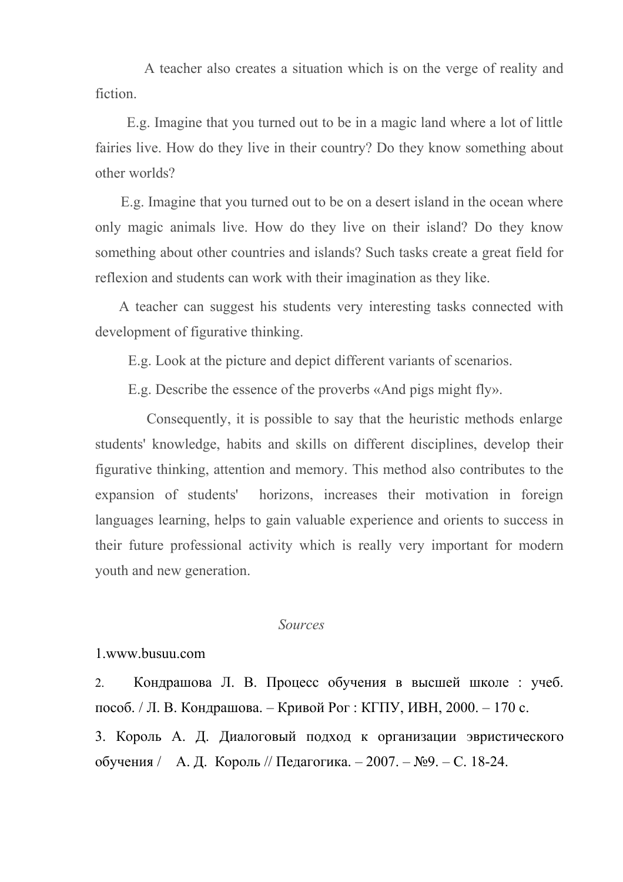A teacher also creates a situation which is on the verge of reality and fiction.

E.g. Imagine that you turned out to be in a magic land where a lot of little fairies live. How do they live in their country? Do they know something about other worlds?

E.g. Imagine that you turned out to be on a desert island in the ocean where only magic animals live. How do they live on their island? Do they know something about other countries and islands? Such tasks create a great field for reflexion and students can work with their imagination as they like.

A teacher can suggest his students very interesting tasks connected with development of figurative thinking.

E.g. Look at the picture and depict different variants of scenarios.

E.g. Describe the essence of the proverbs «And pigs might fly».

Consequently, it is possible to say that the heuristic methods enlarge students' knowledge, habits and skills on different disciplines, develop their figurative thinking, attention and memory. This method also contributes to the expansion of students' horizons, increases their motivation in foreign languages learning, helps to gain valuable experience and orients to success in their future professional activity which is really very important for modern youth and new generation.

*Sources*

1. www.busuu.com
2. Кондрашова Л. В. Процесс обучения в высшей школе : учеб. пособ. / Л. В. Кондрашова. – Кривой Рог : КГПУ, ИВН, 2000. – 170 с.
3. Король А. Д. Диалоговый подход к организации эвристического обучения / А. Д. Король // Педагогика. – 2007. – №9. – С. 18-24.